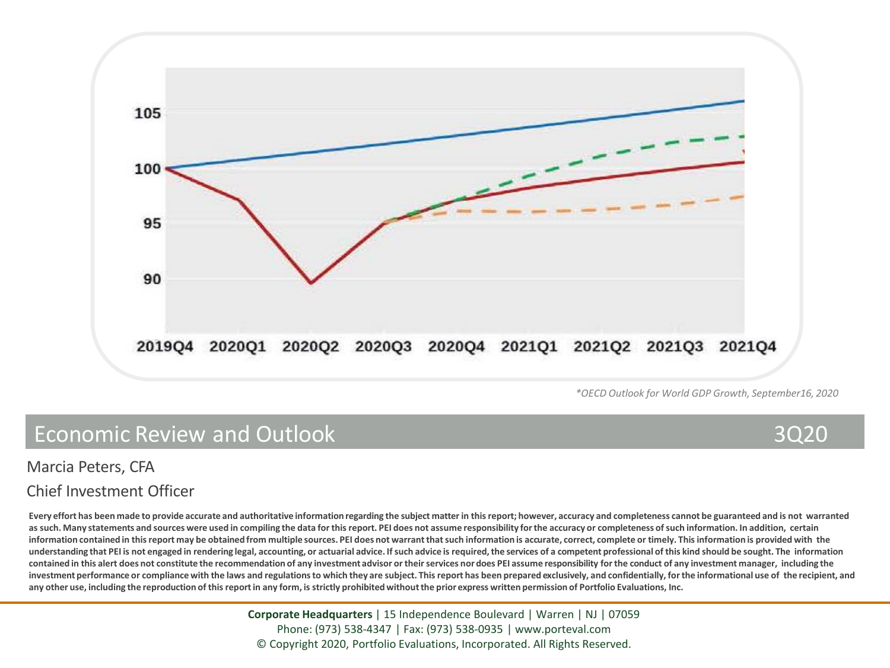*OECD Outlook for World GDP Growth, September16, 2020

# Economic Review and Outlook 3Q20

Marcia Peters, CFA

Chief Investment Officer

**Every effort has been made to provide accurate and authoritative information regarding the subject matter in this report; however, accuracy and completeness cannot be guaranteed and is not warranted as such. Many statements and sources were used in compiling the data for this report. PEI does not assume responsibility for the accuracy or completeness of such information. In addition, certain information contained in this report may be obtained from multiple sources. PEI does not warrant that such information is accurate, correct, complete or timely. This information is provided with the understanding that PEI is not engaged in rendering legal, accounting, or actuarial advice. If such advice is required, the services of a competent professional of this kind should be sought. The information contained in this alert does not constitute the recommendation of any investment advisor or their services nor does PEI assume responsibility for the conduct of any investment manager, including the investment performance or compliance with the laws and regulations to which they are subject. This report has been prepared exclusively, and confidentially, for the informational use of the recipient, and any other use, including the reproduction of this report in any form, is strictly prohibited without the prior express written permission of Portfolio Evaluations, Inc.**

**Corporate Headquarters** | 15 Independence Boulevard | Warren | NJ | 07059
Phone: (973) 538-4347 | Fax: (973) 538-0935 | www.porteval.com
© Copyright 2020, Portfolio Evaluations, Incorporated. All Rights Reserved.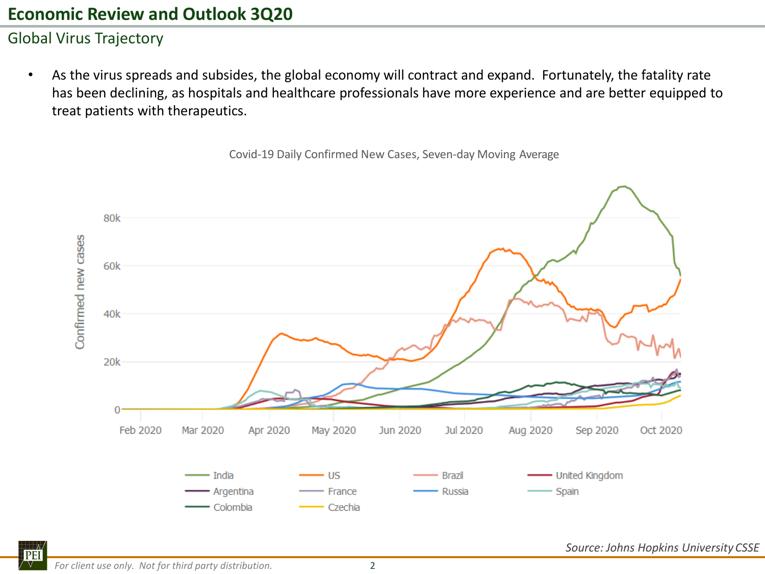# Economic Review and Outlook 3Q20

## Global Virus Trajectory

- As the virus spreads and subsides, the global economy will contract and expand. Fortunately, the fatality rate has been declining, as hospitals and healthcare professionals have more experience and are better equipped to treat patients with therapeutics.

Covid-19 Daily Confirmed New Cases, Seven-day Moving Average

*Source: Johns Hopkins University CSSE*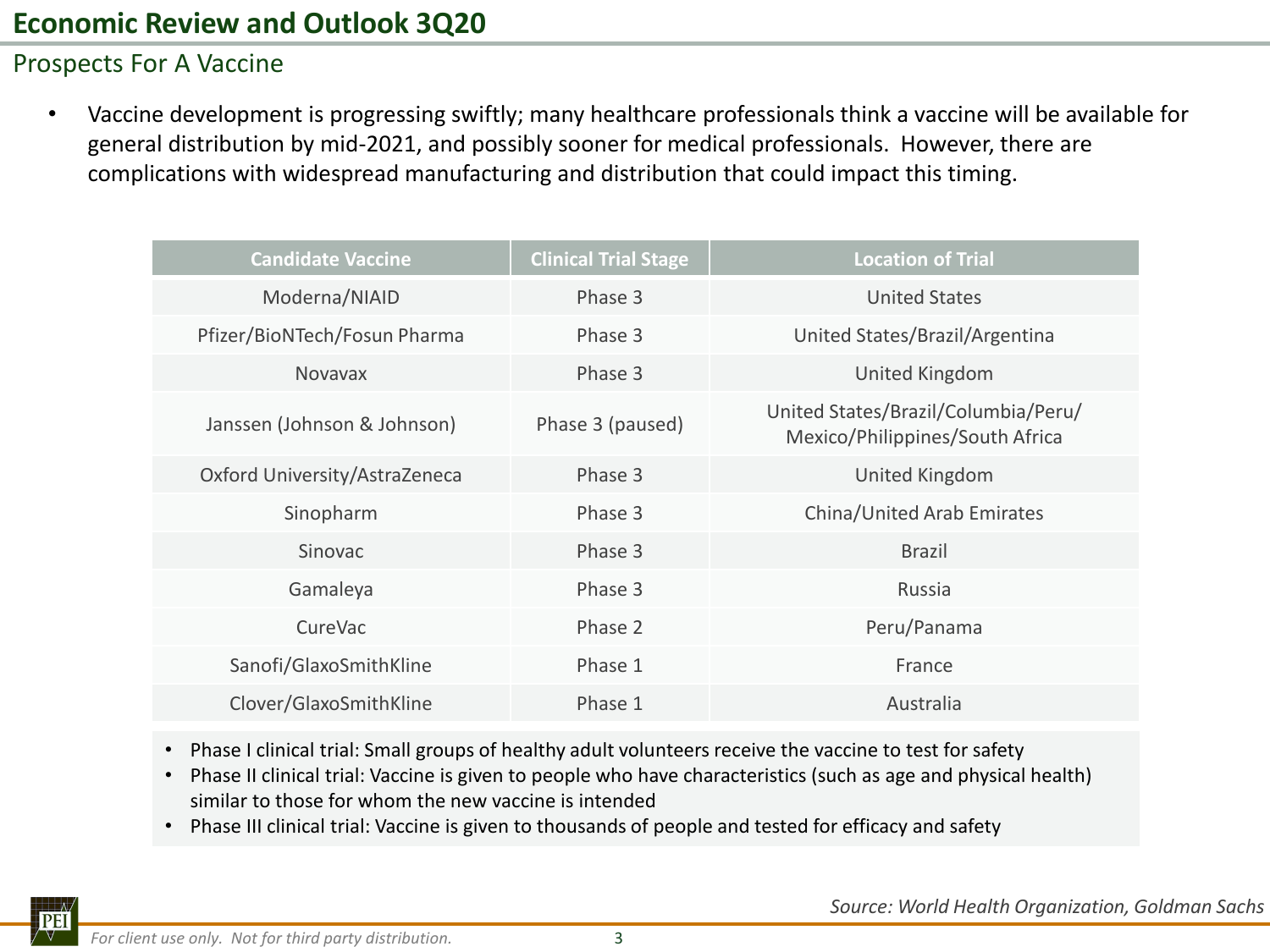# Economic Review and Outlook 3Q20

## Prospects For A Vaccine

- Vaccine development is progressing swiftly; many healthcare professionals think a vaccine will be available for general distribution by mid-2021, and possibly sooner for medical professionals. However, there are complications with widespread manufacturing and distribution that could impact this timing.

| Candidate Vaccine | Clinical Trial Stage | Location of Trial |
|---|---|---|
| Moderna/NIAID | Phase 3 | United States |
| Pfizer/BioNTech/Fosun Pharma | Phase 3 | United States/Brazil/Argentina |
| Novavax | Phase 3 | United Kingdom |
| Janssen (Johnson & Johnson) | Phase 3 (paused) | United States/Brazil/Columbia/Peru/ Mexico/Philippines/South Africa |
| Oxford University/AstraZeneca | Phase 3 | United Kingdom |
| Sinopharm | Phase 3 | China/United Arab Emirates |
| Sinovac | Phase 3 | Brazil |
| Gamaleya | Phase 3 | Russia |
| CureVac | Phase 2 | Peru/Panama |
| Sanofi/GlaxoSmithKline | Phase 1 | France |
| Clover/GlaxoSmithKline | Phase 1 | Australia |

- Phase I clinical trial: Small groups of healthy adult volunteers receive the vaccine to test for safety
- Phase II clinical trial: Vaccine is given to people who have characteristics (such as age and physical health) similar to those for whom the new vaccine is intended
- Phase III clinical trial: Vaccine is given to thousands of people and tested for efficacy and safety

*Source: World Health Organization, Goldman Sachs*

*For client use only. Not for third party distribution.*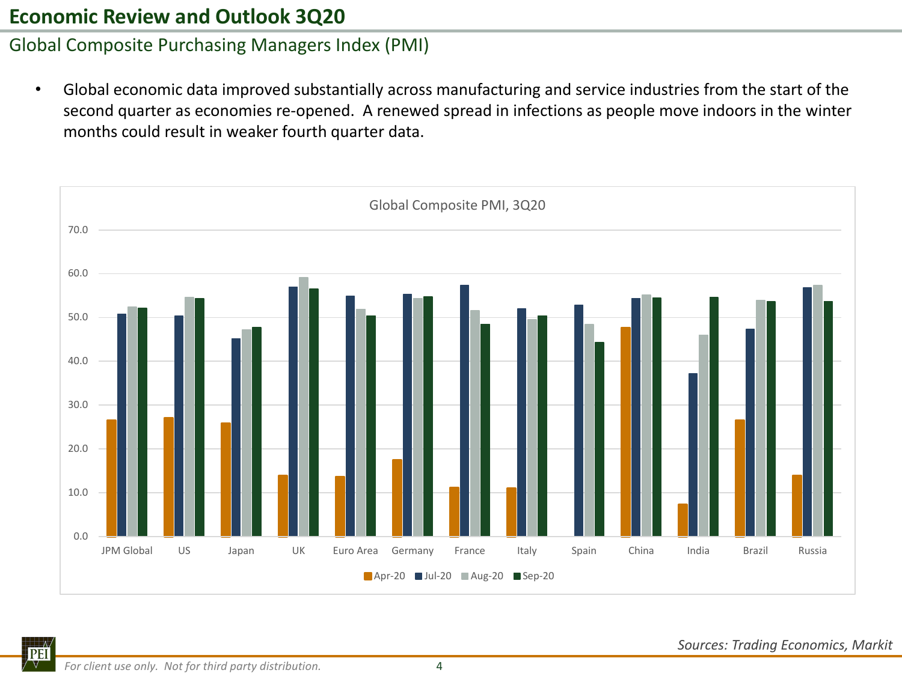# Economic Review and Outlook 3Q20

## Global Composite Purchasing Managers Index (PMI)

- Global economic data improved substantially across manufacturing and service industries from the start of the second quarter as economies re-opened. A renewed spread in infections as people move indoors in the winter months could result in weaker fourth quarter data.

Global Composite PMI, 3Q20

Sources: Trading Economics, Markit

*For client use only. Not for third party distribution.*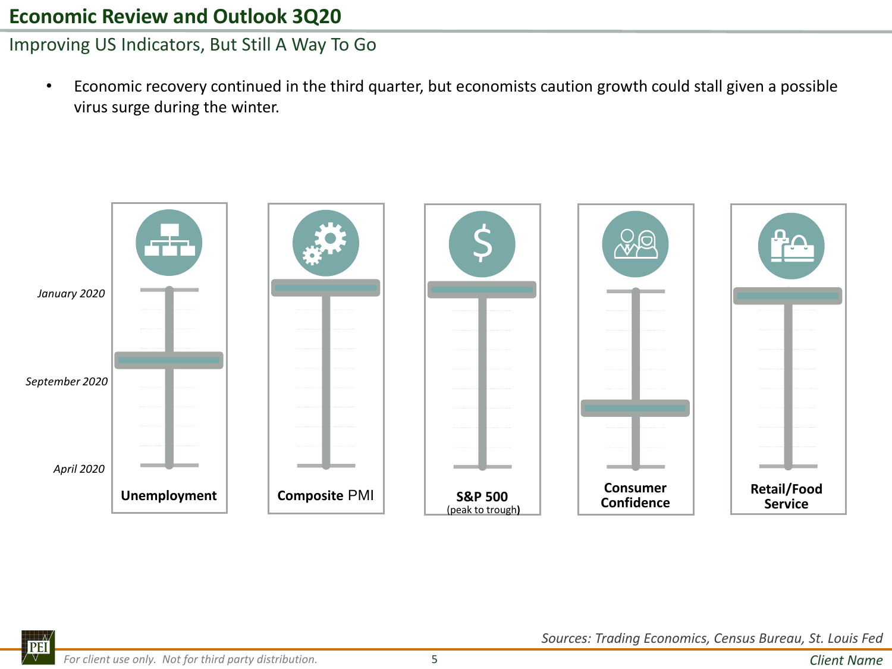# Economic Review and Outlook 3Q20

## Improving US Indicators, But Still A Way To Go

- Economic recovery continued in the third quarter, but economists caution growth could stall given a possible virus surge during the winter.

*January 2020*

*September 2020*

*April 2020*

**Unemployment**

**Composite** PMI

**S&P 500**
(peak to trough**)**

**Consumer Confidence**

**Retail/Food Service**

*Sources: Trading Economics, Census Bureau, St. Louis Fed*

*For client use only. Not for third party distribution.*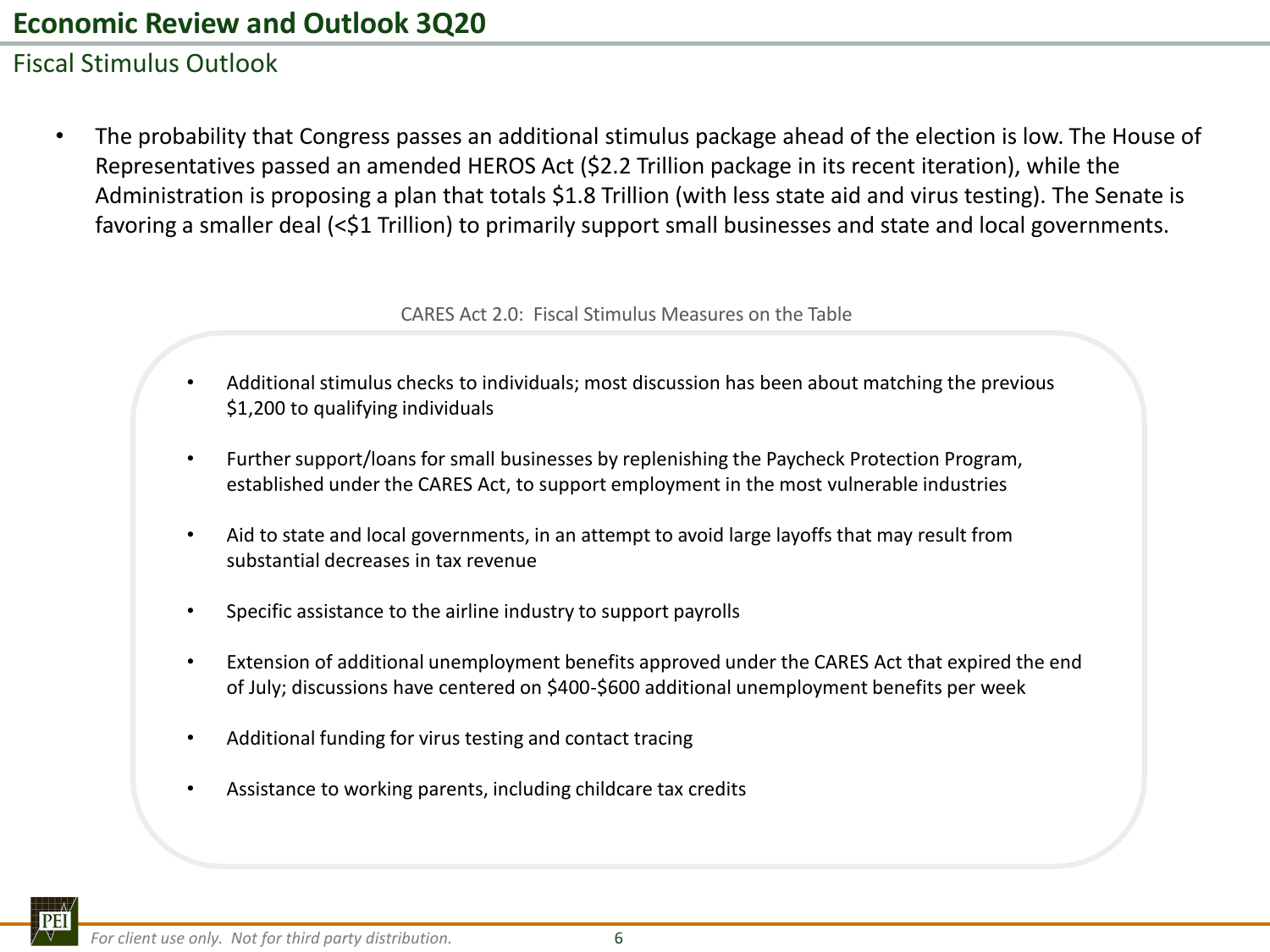# Economic Review and Outlook 3Q20

## Fiscal Stimulus Outlook

- The probability that Congress passes an additional stimulus package ahead of the election is low. The House of Representatives passed an amended HEROS Act ($2.2 Trillion package in its recent iteration), while the Administration is proposing a plan that totals $1.8 Trillion (with less state aid and virus testing). The Senate is favoring a smaller deal (<$1 Trillion) to primarily support small businesses and state and local governments.

### CARES Act 2.0: Fiscal Stimulus Measures on the Table

- Additional stimulus checks to individuals; most discussion has been about matching the previous $1,200 to qualifying individuals
- Further support/loans for small businesses by replenishing the Paycheck Protection Program, established under the CARES Act, to support employment in the most vulnerable industries
- Aid to state and local governments, in an attempt to avoid large layoffs that may result from substantial decreases in tax revenue
- Specific assistance to the airline industry to support payrolls
- Extension of additional unemployment benefits approved under the CARES Act that expired the end of July; discussions have centered on $400-$600 additional unemployment benefits per week
- Additional funding for virus testing and contact tracing
- Assistance to working parents, including childcare tax credits

*For client use only. Not for third party distribution.*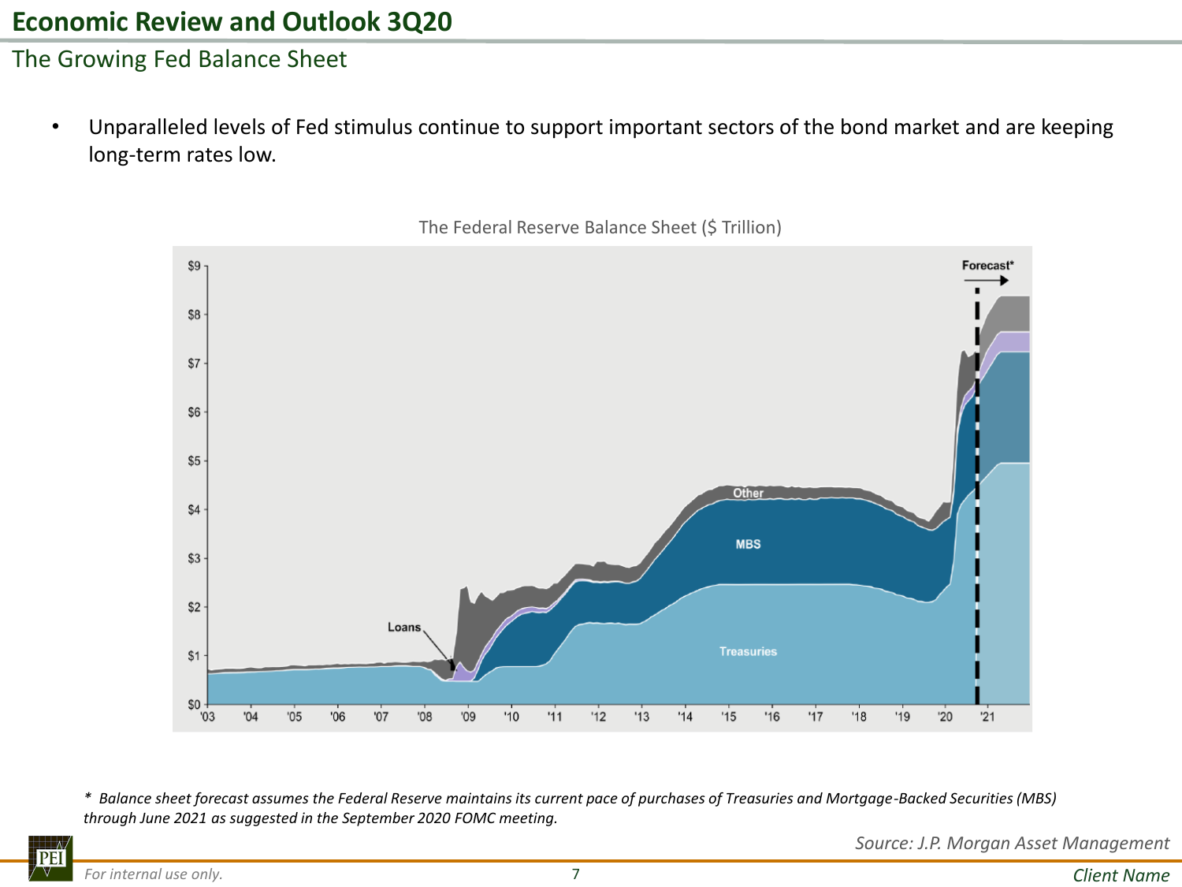# Economic Review and Outlook 3Q20

## The Growing Fed Balance Sheet

- Unparalleled levels of Fed stimulus continue to support important sectors of the bond market and are keeping long-term rates low.

The Federal Reserve Balance Sheet ($ Trillion)

*\* Balance sheet forecast assumes the Federal Reserve maintains its current pace of purchases of Treasuries and Mortgage-Backed Securities (MBS) through June 2021 as suggested in the September 2020 FOMC meeting.*

*Source: J.P. Morgan Asset Management*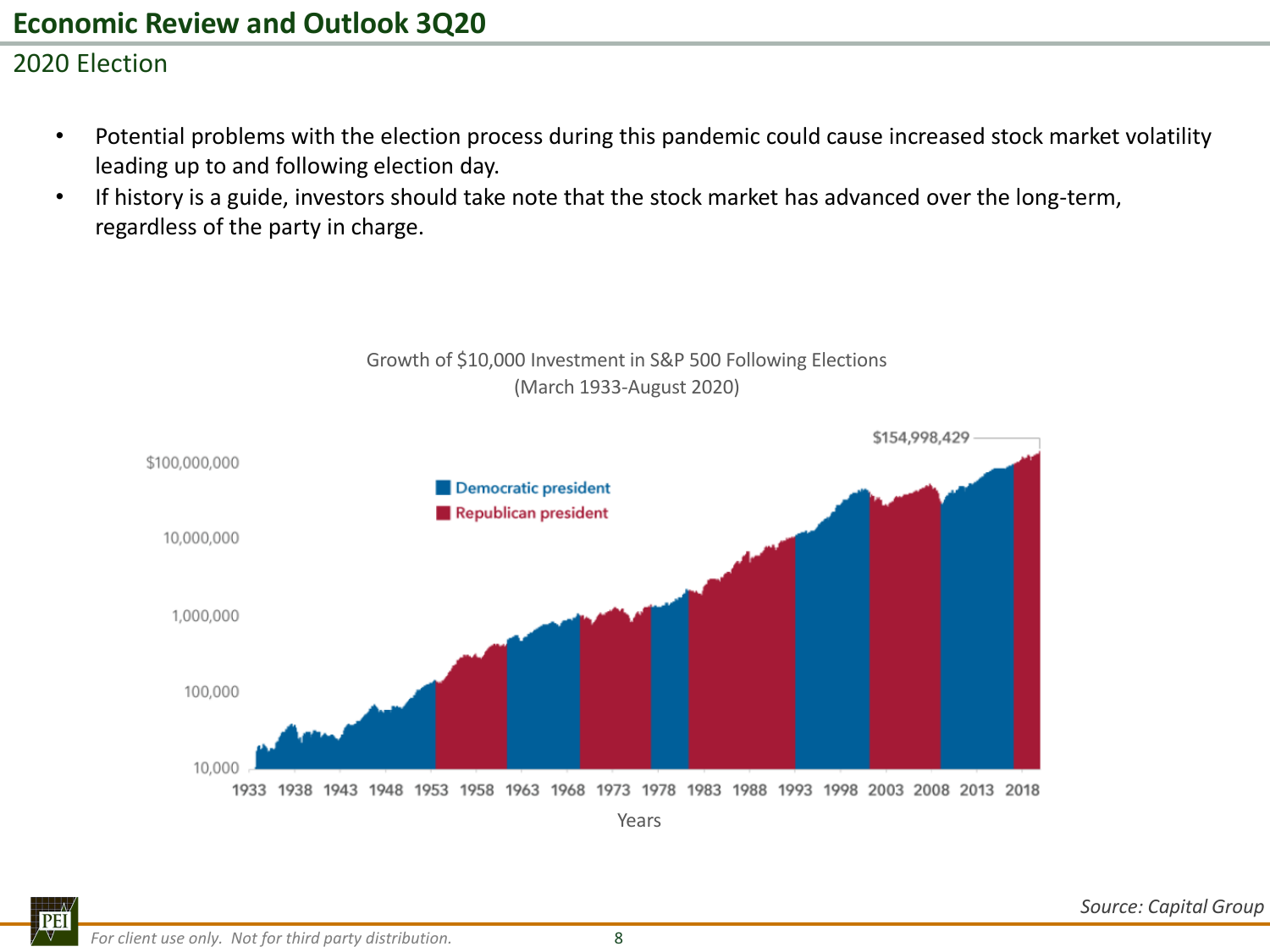# Economic Review and Outlook 3Q20

## 2020 Election

- Potential problems with the election process during this pandemic could cause increased stock market volatility leading up to and following election day.
- If history is a guide, investors should take note that the stock market has advanced over the long-term, regardless of the party in charge.

Growth of $10,000 Investment in S&P 500 Following Elections
(March 1933-August 2020)

*Source: Capital Group*

*For client use only. Not for third party distribution.*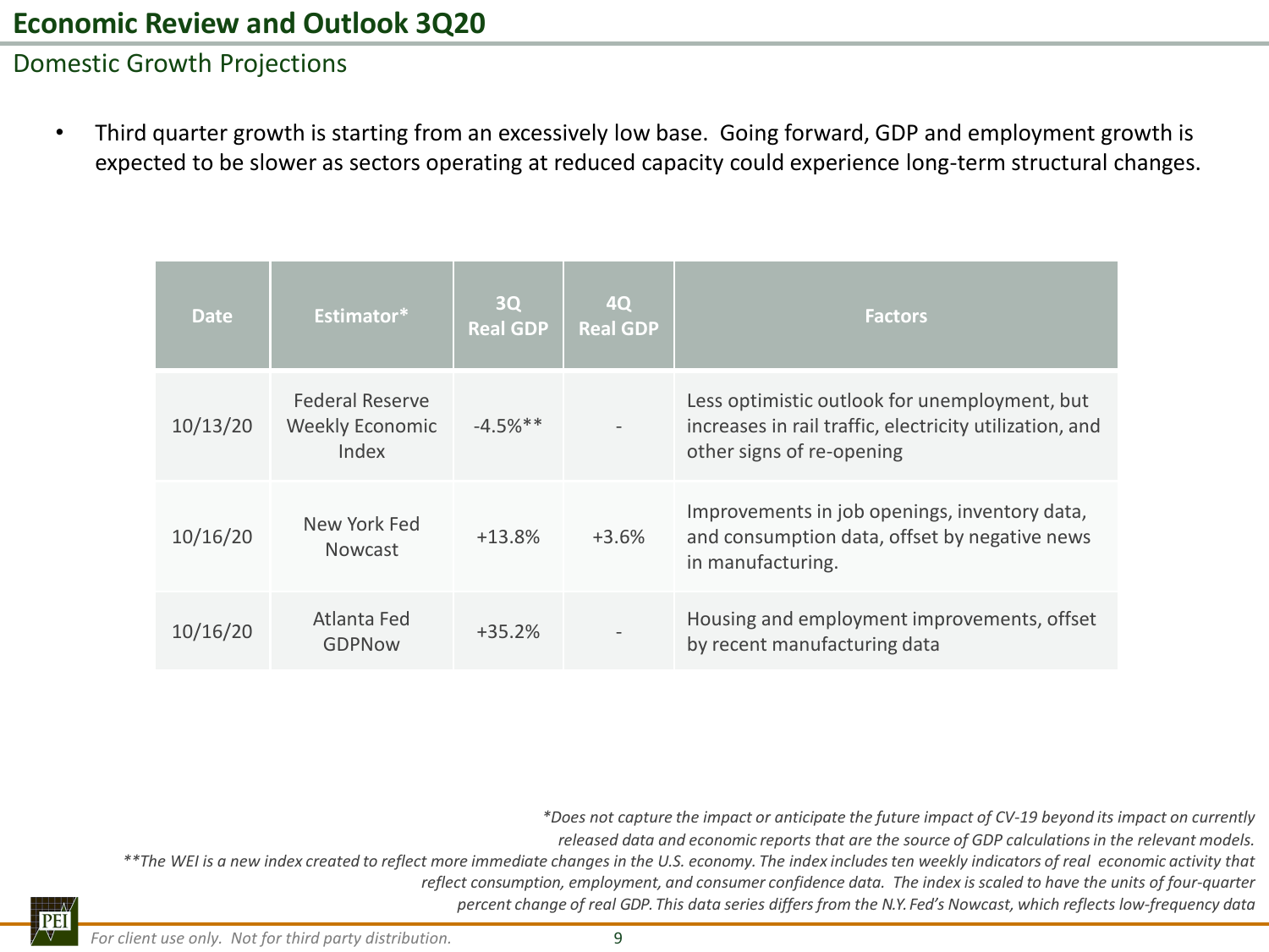# Economic Review and Outlook 3Q20

## Domestic Growth Projections

- Third quarter growth is starting from an excessively low base. Going forward, GDP and employment growth is expected to be slower as sectors operating at reduced capacity could experience long-term structural changes.

| Date | Estimator* | 3Q Real GDP | 4Q Real GDP | Factors |
|---|---|---|---|---|
| 10/13/20 | Federal Reserve Weekly Economic Index | -4.5%** | - | Less optimistic outlook for unemployment, but increases in rail traffic, electricity utilization, and other signs of re-opening |
| 10/16/20 | New York Fed Nowcast | +13.8% | +3.6% | Improvements in job openings, inventory data, and consumption data, offset by negative news in manufacturing. |
| 10/16/20 | Atlanta Fed GDPNow | +35.2% | - | Housing and employment improvements, offset by recent manufacturing data |

*\*Does not capture the impact or anticipate the future impact of CV-19 beyond its impact on currently released data and economic reports that are the source of GDP calculations in the relevant models.*

*\*\*The WEI is a new index created to reflect more immediate changes in the U.S. economy. The index includes ten weekly indicators of real economic activity that reflect consumption, employment, and consumer confidence data. The index is scaled to have the units of four-quarter percent change of real GDP. This data series differs from the N.Y. Fed's Nowcast, which reflects low-frequency data*

*For client use only. Not for third party distribution.*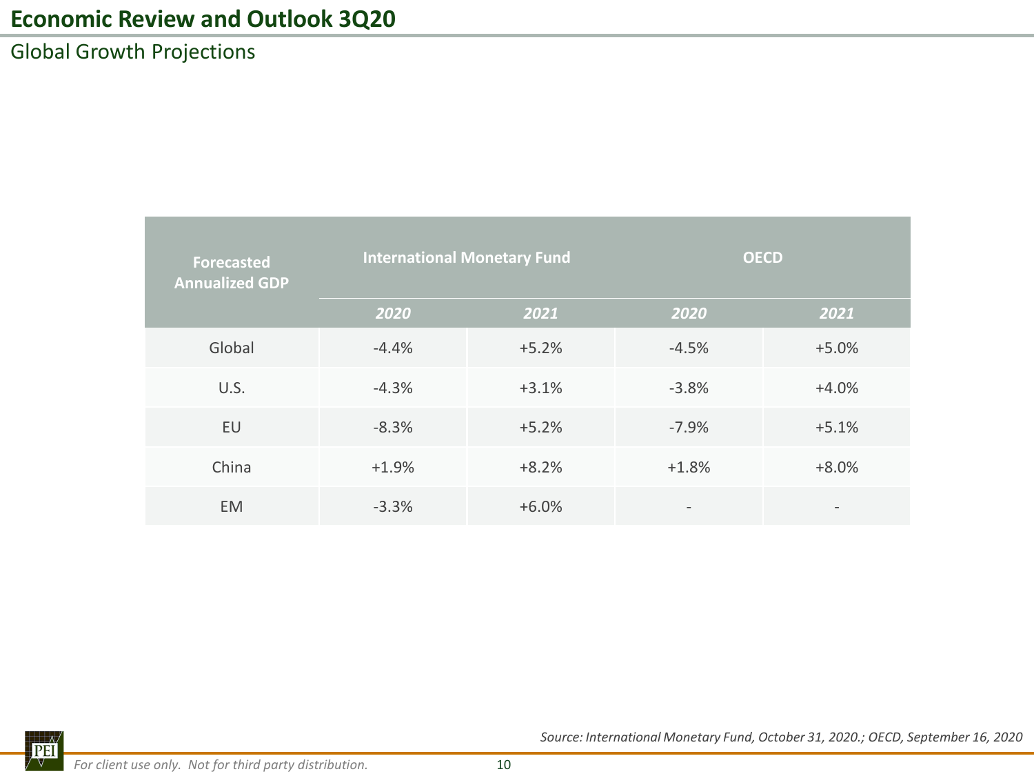# Economic Review and Outlook 3Q20

## Global Growth Projections

| Forecasted Annualized GDP | International Monetary Fund | | OECD | |
|---|---|---|---|---|
| | *2020* | *2021* | *2020* | *2021* |
| Global | -4.4% | +5.2% | -4.5% | +5.0% |
| U.S. | -4.3% | +3.1% | -3.8% | +4.0% |
| EU | -8.3% | +5.2% | -7.9% | +5.1% |
| China | +1.9% | +8.2% | +1.8% | +8.0% |
| EM | -3.3% | +6.0% | - | - |

*Source: International Monetary Fund, October 31, 2020.; OECD, September 16, 2020*

*For client use only. Not for third party distribution.*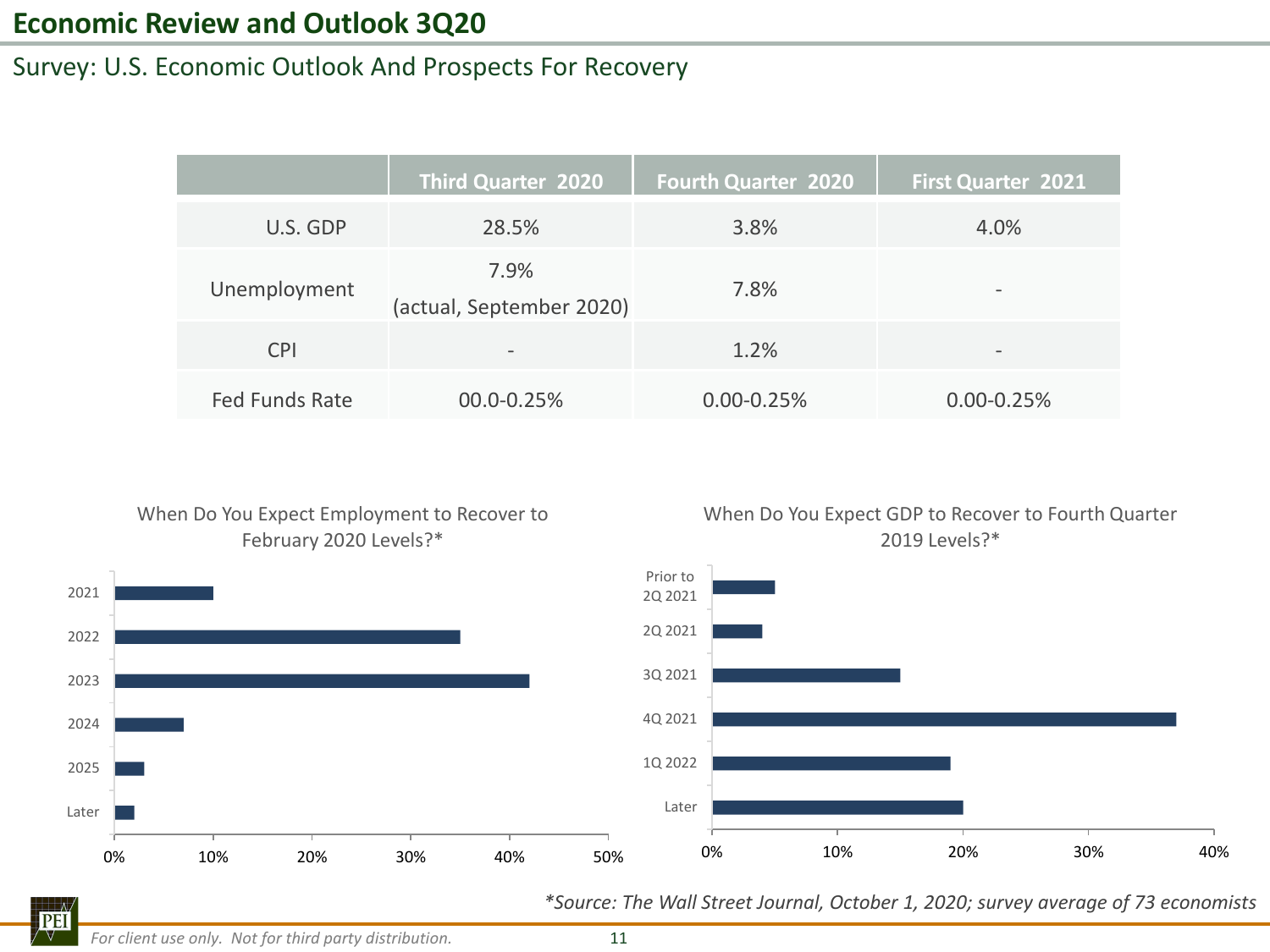# Economic Review and Outlook 3Q20

## Survey: U.S. Economic Outlook And Prospects For Recovery

| | Third Quarter 2020 | Fourth Quarter 2020 | First Quarter 2021 |
|---|---|---|---|
| U.S. GDP | 28.5% | 3.8% | 4.0% |
| Unemployment | 7.9% (actual, September 2020) | 7.8% | - |
| CPI | - | 1.2% | - |
| Fed Funds Rate | 00.0-0.25% | 0.00-0.25% | 0.00-0.25% |

**When Do You Expect Employment to Recover to February 2020 Levels?***

| Year | Approx. % of respondents |
|---|---|
| 2021 | ~10% |
| 2022 | ~35% |
| 2023 | ~42% |
| 2024 | ~7% |
| 2025 | ~3% |
| Later | ~2% |

**When Do You Expect GDP to Recover to Fourth Quarter 2019 Levels?***

| Quarter | Approx. % of respondents |
|---|---|
| Prior to 2Q 2021 | ~5% |
| 2Q 2021 | ~4% |
| 3Q 2021 | ~15% |
| 4Q 2021 | ~37% |
| 1Q 2022 | ~19% |
| Later | ~20% |

*\*Source: The Wall Street Journal, October 1, 2020; survey average of 73 economists*

*For client use only. Not for third party distribution.*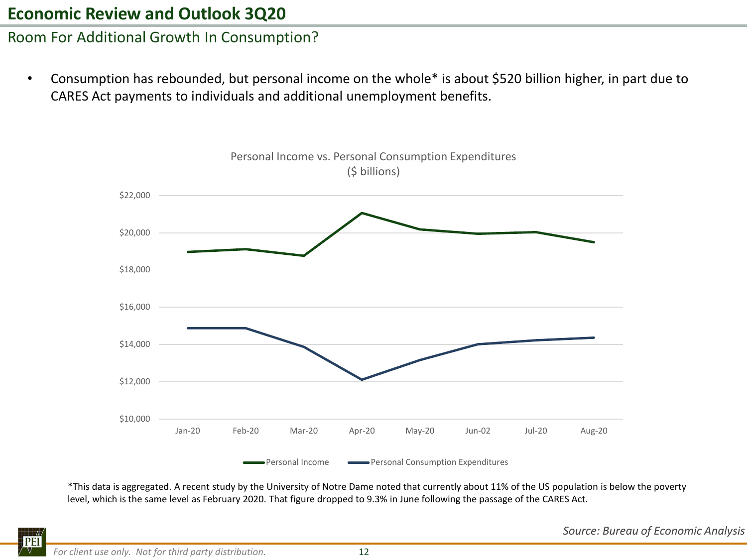# Economic Review and Outlook 3Q20

## Room For Additional Growth In Consumption?

- Consumption has rebounded, but personal income on the whole* is about $520 billion higher, in part due to CARES Act payments to individuals and additional unemployment benefits.

Personal Income vs. Personal Consumption Expenditures ($ billions)

$22,000
$20,000
$18,000
$16,000
$14,000
$12,000
$10,000

Jan-20 Feb-20 Mar-20 Apr-20 May-20 Jun-02 Jul-20 Aug-20

Personal Income
Personal Consumption Expenditures

*This data is aggregated. A recent study by the University of Notre Dame noted that currently about 11% of the US population is below the poverty level, which is the same level as February 2020. That figure dropped to 9.3% in June following the passage of the CARES Act.

*Source: Bureau of Economic Analysis*

*For client use only. Not for third party distribution.*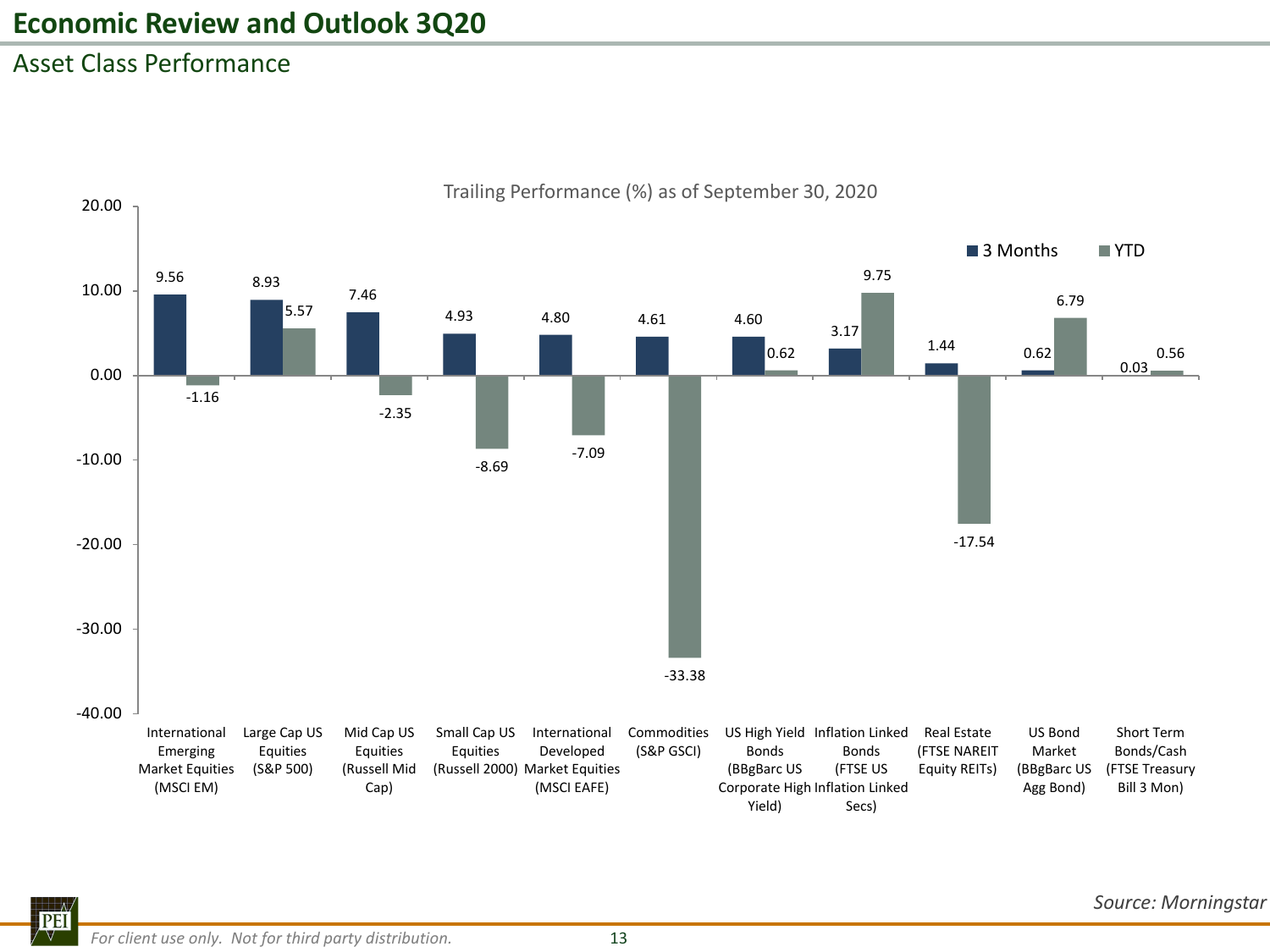# Economic Review and Outlook 3Q20

## Asset Class Performance

Trailing Performance (%) as of September 30, 2020

| Asset Class | 3 Months | YTD |
|---|---|---|
| International Emerging Market Equities (MSCI EM) | 9.56 | -1.16 |
| Large Cap US Equities (S&P 500) | 8.93 | 5.57 |
| Mid Cap US Equities (Russell Mid Cap) | 7.46 | -2.35 |
| Small Cap US Equities (Russell 2000) | 4.93 | -8.69 |
| International Developed Market Equities (MSCI EAFE) | 4.80 | -7.09 |
| Commodities (S&P GSCI) | 4.61 | -33.38 |
| US High Yield Bonds (BBgBarc US Corporate High Yield) | 4.60 | 0.62 |
| Inflation Linked Bonds (FTSE US Inflation Linked Secs) | 3.17 | 9.75 |
| Real Estate (FTSE NAREIT Equity REITs) | 1.44 | -17.54 |
| US Bond Market (BBgBarc US Agg Bond) | 0.62 | 6.79 |
| Short Term Bonds/Cash (FTSE Treasury Bill 3 Mon) | 0.03 | 0.56 |

*Source: Morningstar*

*For client use only. Not for third party distribution.*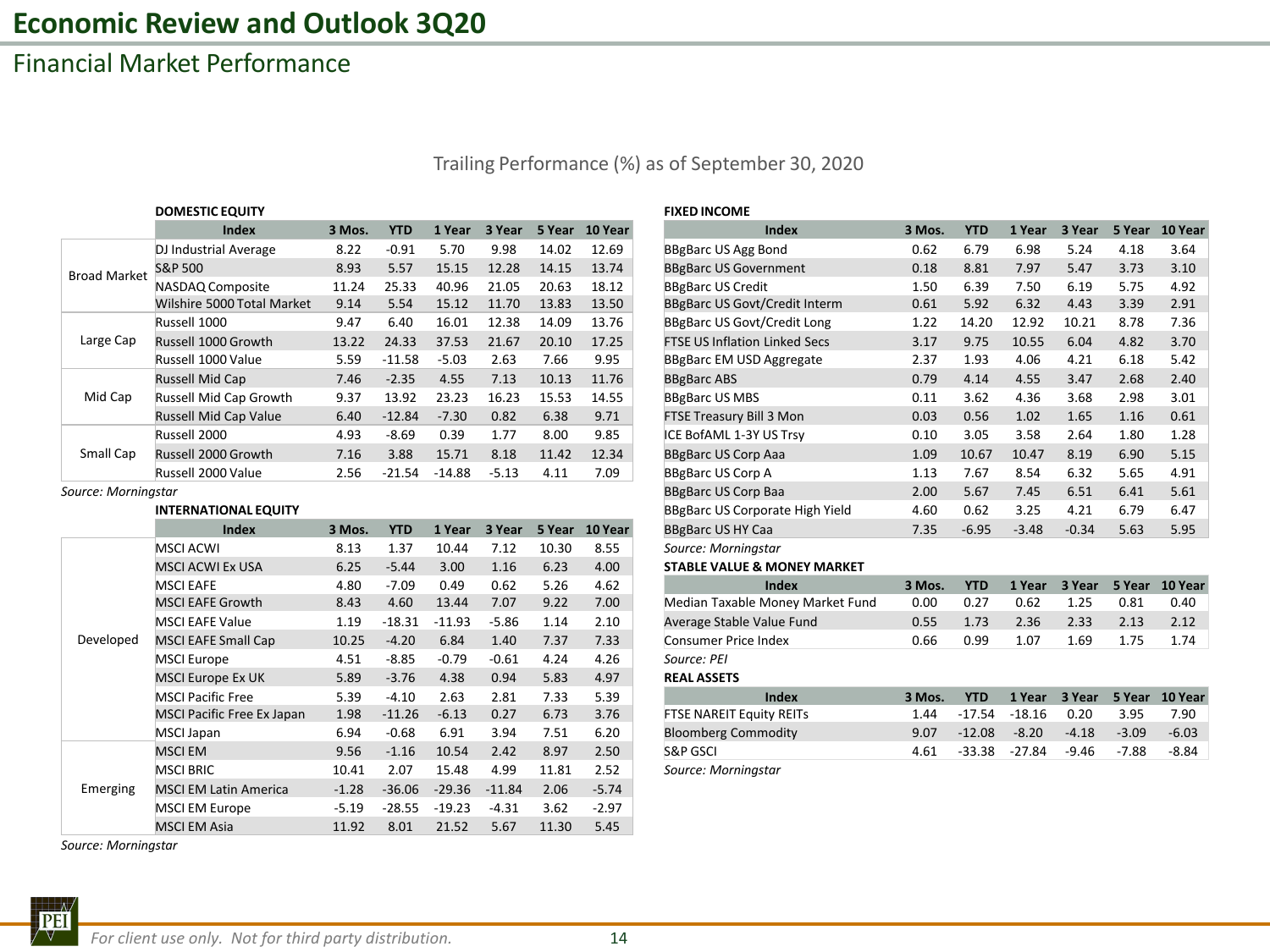# Economic Review and Outlook 3Q20

## Financial Market Performance

Trailing Performance (%) as of September 30, 2020

**DOMESTIC EQUITY**

| | Index | 3 Mos. | YTD | 1 Year | 3 Year | 5 Year | 10 Year |
|---|---|---|---|---|---|---|---|
| Broad Market | DJ Industrial Average | 8.22 | -0.91 | 5.70 | 9.98 | 14.02 | 12.69 |
| | S&P 500 | 8.93 | 5.57 | 15.15 | 12.28 | 14.15 | 13.74 |
| | NASDAQ Composite | 11.24 | 25.33 | 40.96 | 21.05 | 20.63 | 18.12 |
| | Wilshire 5000 Total Market | 9.14 | 5.54 | 15.12 | 11.70 | 13.83 | 13.50 |
| Large Cap | Russell 1000 | 9.47 | 6.40 | 16.01 | 12.38 | 14.09 | 13.76 |
| | Russell 1000 Growth | 13.22 | 24.33 | 37.53 | 21.67 | 20.10 | 17.25 |
| | Russell 1000 Value | 5.59 | -11.58 | -5.03 | 2.63 | 7.66 | 9.95 |
| Mid Cap | Russell Mid Cap | 7.46 | -2.35 | 4.55 | 7.13 | 10.13 | 11.76 |
| | Russell Mid Cap Growth | 9.37 | 13.92 | 23.23 | 16.23 | 15.53 | 14.55 |
| | Russell Mid Cap Value | 6.40 | -12.84 | -7.30 | 0.82 | 6.38 | 9.71 |
| Small Cap | Russell 2000 | 4.93 | -8.69 | 0.39 | 1.77 | 8.00 | 9.85 |
| | Russell 2000 Growth | 7.16 | 3.88 | 15.71 | 8.18 | 11.42 | 12.34 |
| | Russell 2000 Value | 2.56 | -21.54 | -14.88 | -5.13 | 4.11 | 7.09 |

*Source: Morningstar*

**INTERNATIONAL EQUITY**

| | Index | 3 Mos. | YTD | 1 Year | 3 Year | 5 Year | 10 Year |
|---|---|---|---|---|---|---|---|
| Developed | MSCI ACWI | 8.13 | 1.37 | 10.44 | 7.12 | 10.30 | 8.55 |
| | MSCI ACWI Ex USA | 6.25 | -5.44 | 3.00 | 1.16 | 6.23 | 4.00 |
| | MSCI EAFE | 4.80 | -7.09 | 0.49 | 0.62 | 5.26 | 4.62 |
| | MSCI EAFE Growth | 8.43 | 4.60 | 13.44 | 7.07 | 9.22 | 7.00 |
| | MSCI EAFE Value | 1.19 | -18.31 | -11.93 | -5.86 | 1.14 | 2.10 |
| | MSCI EAFE Small Cap | 10.25 | -4.20 | 6.84 | 1.40 | 7.37 | 7.33 |
| | MSCI Europe | 4.51 | -8.85 | -0.79 | -0.61 | 4.24 | 4.26 |
| | MSCI Europe Ex UK | 5.89 | -3.76 | 4.38 | 0.94 | 5.83 | 4.97 |
| | MSCI Pacific Free | 5.39 | -4.10 | 2.63 | 2.81 | 7.33 | 5.39 |
| | MSCI Pacific Free Ex Japan | 1.98 | -11.26 | -6.13 | 0.27 | 6.73 | 3.76 |
| | MSCI Japan | 6.94 | -0.68 | 6.91 | 3.94 | 7.51 | 6.20 |
| Emerging | MSCI EM | 9.56 | -1.16 | 10.54 | 2.42 | 8.97 | 2.50 |
| | MSCI BRIC | 10.41 | 2.07 | 15.48 | 4.99 | 11.81 | 2.52 |
| | MSCI EM Latin America | -1.28 | -36.06 | -29.36 | -11.84 | 2.06 | -5.74 |
| | MSCI EM Europe | -5.19 | -28.55 | -19.23 | -4.31 | 3.62 | -2.97 |
| | MSCI EM Asia | 11.92 | 8.01 | 21.52 | 5.67 | 11.30 | 5.45 |

*Source: Morningstar*

**FIXED INCOME**

| Index | 3 Mos. | YTD | 1 Year | 3 Year | 5 Year | 10 Year |
|---|---|---|---|---|---|---|
| BBgBarc US Agg Bond | 0.62 | 6.79 | 6.98 | 5.24 | 4.18 | 3.64 |
| BBgBarc US Government | 0.18 | 8.81 | 7.97 | 5.47 | 3.73 | 3.10 |
| BBgBarc US Credit | 1.50 | 6.39 | 7.50 | 6.19 | 5.75 | 4.92 |
| BBgBarc US Govt/Credit Interm | 0.61 | 5.92 | 6.32 | 4.43 | 3.39 | 2.91 |
| BBgBarc US Govt/Credit Long | 1.22 | 14.20 | 12.92 | 10.21 | 8.78 | 7.36 |
| FTSE US Inflation Linked Secs | 3.17 | 9.75 | 10.55 | 6.04 | 4.82 | 3.70 |
| BBgBarc EM USD Aggregate | 2.37 | 1.93 | 4.06 | 4.21 | 6.18 | 5.42 |
| BBgBarc ABS | 0.79 | 4.14 | 4.55 | 3.47 | 2.68 | 2.40 |
| BBgBarc US MBS | 0.11 | 3.62 | 4.36 | 3.68 | 2.98 | 3.01 |
| FTSE Treasury Bill 3 Mon | 0.03 | 0.56 | 1.02 | 1.65 | 1.16 | 0.61 |
| ICE BofAML 1-3Y US Trsy | 0.10 | 3.05 | 3.58 | 2.64 | 1.80 | 1.28 |
| BBgBarc US Corp Aaa | 1.09 | 10.67 | 10.47 | 8.19 | 6.90 | 5.15 |
| BBgBarc US Corp A | 1.13 | 7.67 | 8.54 | 6.32 | 5.65 | 4.91 |
| BBgBarc US Corp Baa | 2.00 | 5.67 | 7.45 | 6.51 | 6.41 | 5.61 |
| BBgBarc US Corporate High Yield | 4.60 | 0.62 | 3.25 | 4.21 | 6.79 | 6.47 |
| BBgBarc US HY Caa | 7.35 | -6.95 | -3.48 | -0.34 | 5.63 | 5.95 |

*Source: Morningstar*

**STABLE VALUE & MONEY MARKET**

| Index | 3 Mos. | YTD | 1 Year | 3 Year | 5 Year | 10 Year |
|---|---|---|---|---|---|---|
| Median Taxable Money Market Fund | 0.00 | 0.27 | 0.62 | 1.25 | 0.81 | 0.40 |
| Average Stable Value Fund | 0.55 | 1.73 | 2.36 | 2.33 | 2.13 | 2.12 |
| Consumer Price Index | 0.66 | 0.99 | 1.07 | 1.69 | 1.75 | 1.74 |

*Source: PEI*

**REAL ASSETS**

| Index | 3 Mos. | YTD | 1 Year | 3 Year | 5 Year | 10 Year |
|---|---|---|---|---|---|---|
| FTSE NAREIT Equity REITs | 1.44 | -17.54 | -18.16 | 0.20 | 3.95 | 7.90 |
| Bloomberg Commodity | 9.07 | -12.08 | -8.20 | -4.18 | -3.09 | -6.03 |
| S&P GSCI | 4.61 | -33.38 | -27.84 | -9.46 | -7.88 | -8.84 |

*Source: Morningstar*

*For client use only. Not for third party distribution.*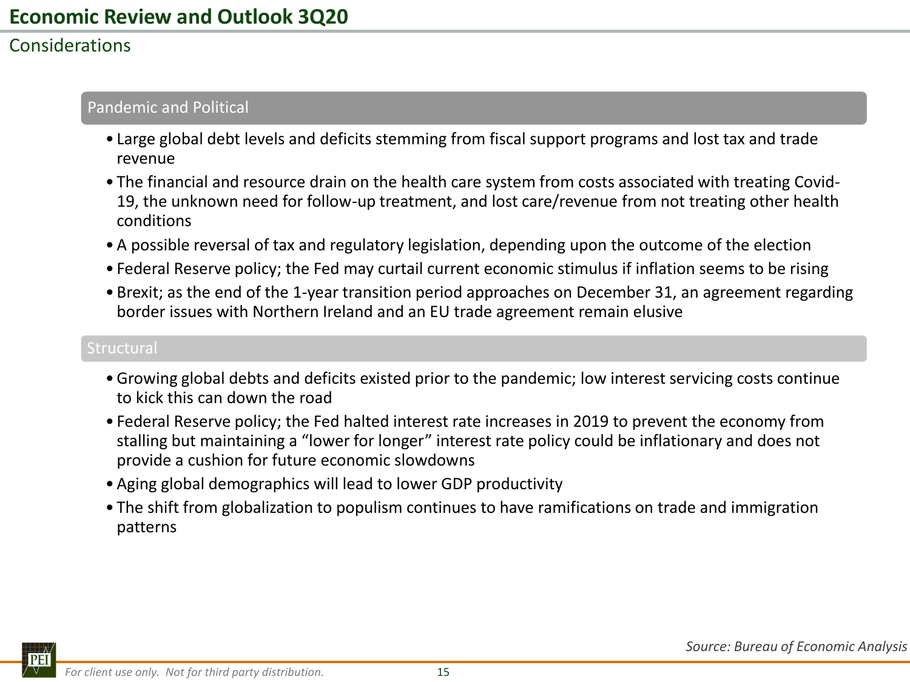# Economic Review and Outlook 3Q20

## Considerations

### Pandemic and Political

- Large global debt levels and deficits stemming from fiscal support programs and lost tax and trade revenue
- The financial and resource drain on the health care system from costs associated with treating Covid-19, the unknown need for follow-up treatment, and lost care/revenue from not treating other health conditions
- A possible reversal of tax and regulatory legislation, depending upon the outcome of the election
- Federal Reserve policy; the Fed may curtail current economic stimulus if inflation seems to be rising
- Brexit; as the end of the 1-year transition period approaches on December 31, an agreement regarding border issues with Northern Ireland and an EU trade agreement remain elusive

### Structural

- Growing global debts and deficits existed prior to the pandemic; low interest servicing costs continue to kick this can down the road
- Federal Reserve policy; the Fed halted interest rate increases in 2019 to prevent the economy from stalling but maintaining a "lower for longer" interest rate policy could be inflationary and does not provide a cushion for future economic slowdowns
- Aging global demographics will lead to lower GDP productivity
- The shift from globalization to populism continues to have ramifications on trade and immigration patterns

*Source: Bureau of Economic Analysis*

*For client use only. Not for third party distribution.*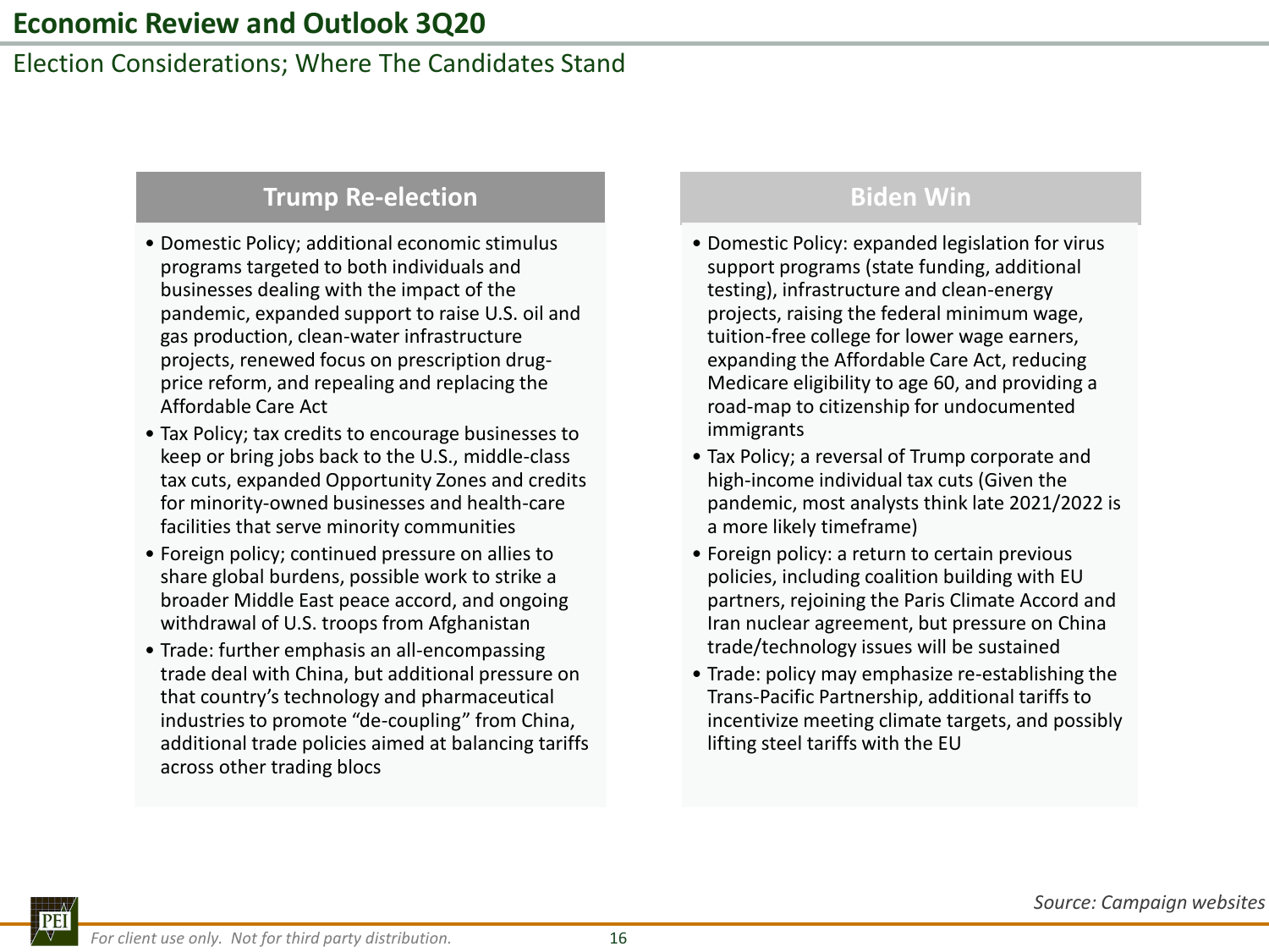# Economic Review and Outlook 3Q20

## Election Considerations; Where The Candidates Stand

### Trump Re-election

- Domestic Policy; additional economic stimulus programs targeted to both individuals and businesses dealing with the impact of the pandemic, expanded support to raise U.S. oil and gas production, clean-water infrastructure projects, renewed focus on prescription drug-price reform, and repealing and replacing the Affordable Care Act
- Tax Policy; tax credits to encourage businesses to keep or bring jobs back to the U.S., middle-class tax cuts, expanded Opportunity Zones and credits for minority-owned businesses and health-care facilities that serve minority communities
- Foreign policy; continued pressure on allies to share global burdens, possible work to strike a broader Middle East peace accord, and ongoing withdrawal of U.S. troops from Afghanistan
- Trade: further emphasis an all-encompassing trade deal with China, but additional pressure on that country's technology and pharmaceutical industries to promote "de-coupling" from China, additional trade policies aimed at balancing tariffs across other trading blocs

### Biden Win

- Domestic Policy: expanded legislation for virus support programs (state funding, additional testing), infrastructure and clean-energy projects, raising the federal minimum wage, tuition-free college for lower wage earners, expanding the Affordable Care Act, reducing Medicare eligibility to age 60, and providing a road-map to citizenship for undocumented immigrants
- Tax Policy; a reversal of Trump corporate and high-income individual tax cuts (Given the pandemic, most analysts think late 2021/2022 is a more likely timeframe)
- Foreign policy: a return to certain previous policies, including coalition building with EU partners, rejoining the Paris Climate Accord and Iran nuclear agreement, but pressure on China trade/technology issues will be sustained
- Trade: policy may emphasize re-establishing the Trans-Pacific Partnership, additional tariffs to incentivize meeting climate targets, and possibly lifting steel tariffs with the EU

*Source: Campaign websites*

*For client use only. Not for third party distribution.*